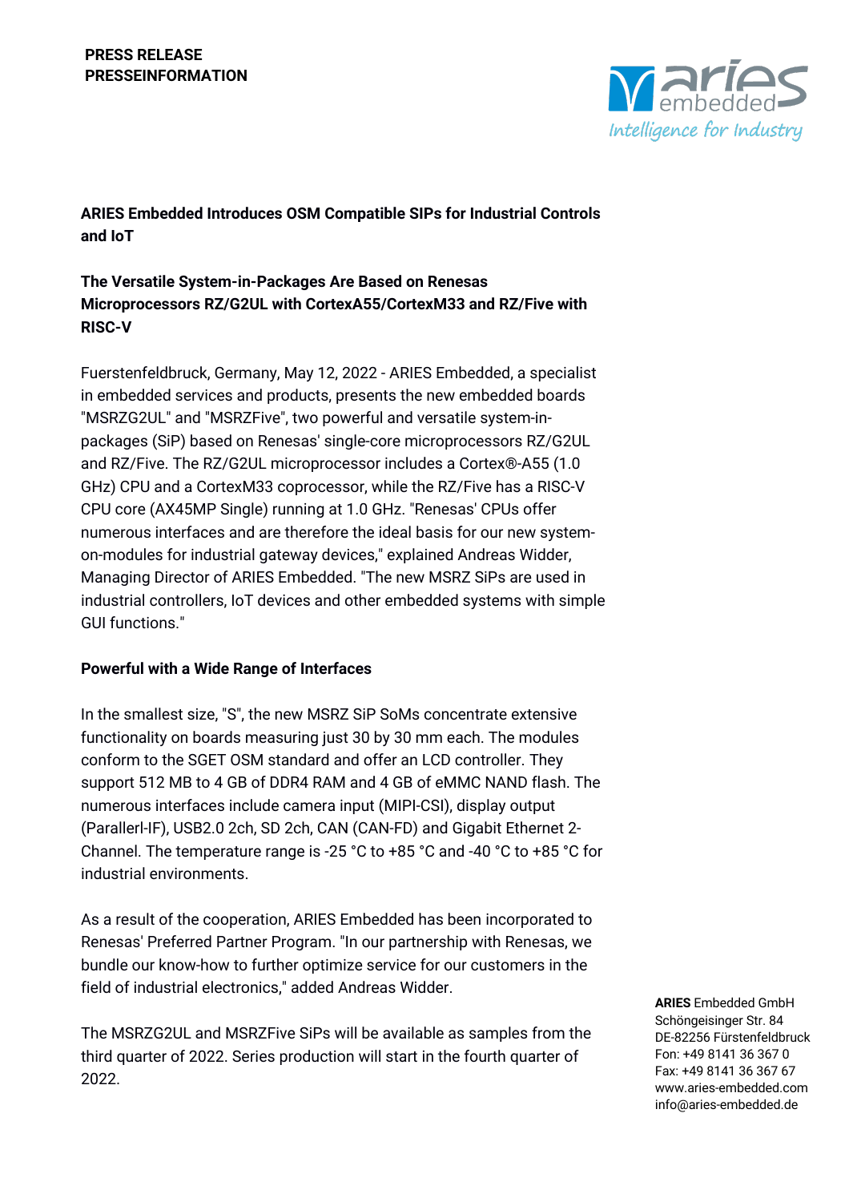**PRESS RELEASE**
**PRESSEINFORMATION**

# ARIES Embedded Introduces OSM Compatible SIPs for Industrial Controls and IoT

## The Versatile System-in-Packages Are Based on Renesas Microprocessors RZ/G2UL with CortexA55/CortexM33 and RZ/Five with RISC-V

Fuerstenfeldbruck, Germany, May 12, 2022 - ARIES Embedded, a specialist in embedded services and products, presents the new embedded boards "MSRZG2UL" and "MSRZFive", two powerful and versatile system-in-packages (SiP) based on Renesas' single-core microprocessors RZ/G2UL and RZ/Five. The RZ/G2UL microprocessor includes a Cortex®-A55 (1.0 GHz) CPU and a CortexM33 coprocessor, while the RZ/Five has a RISC-V CPU core (AX45MP Single) running at 1.0 GHz. "Renesas' CPUs offer numerous interfaces and are therefore the ideal basis for our new system-on-modules for industrial gateway devices," explained Andreas Widder, Managing Director of ARIES Embedded. "The new MSRZ SiPs are used in industrial controllers, IoT devices and other embedded systems with simple GUI functions."

## Powerful with a Wide Range of Interfaces

In the smallest size, "S", the new MSRZ SiP SoMs concentrate extensive functionality on boards measuring just 30 by 30 mm each. The modules conform to the SGET OSM standard and offer an LCD controller. They support 512 MB to 4 GB of DDR4 RAM and 4 GB of eMMC NAND flash. The numerous interfaces include camera input (MIPI-CSI), display output (Parallerl-IF), USB2.0 2ch, SD 2ch, CAN (CAN-FD) and Gigabit Ethernet 2-Channel. The temperature range is -25 °C to +85 °C and -40 °C to +85 °C for industrial environments.

As a result of the cooperation, ARIES Embedded has been incorporated to Renesas' Preferred Partner Program. "In our partnership with Renesas, we bundle our know-how to further optimize service for our customers in the field of industrial electronics," added Andreas Widder.

The MSRZG2UL and MSRZFive SiPs will be available as samples from the third quarter of 2022. Series production will start in the fourth quarter of 2022.

**ARIES** Embedded GmbH
Schöngeisinger Str. 84
DE-82256 Fürstenfeldbruck
Fon: +49 8141 36 367 0
Fax: +49 8141 36 367 67
www.aries-embedded.com
info@aries-embedded.de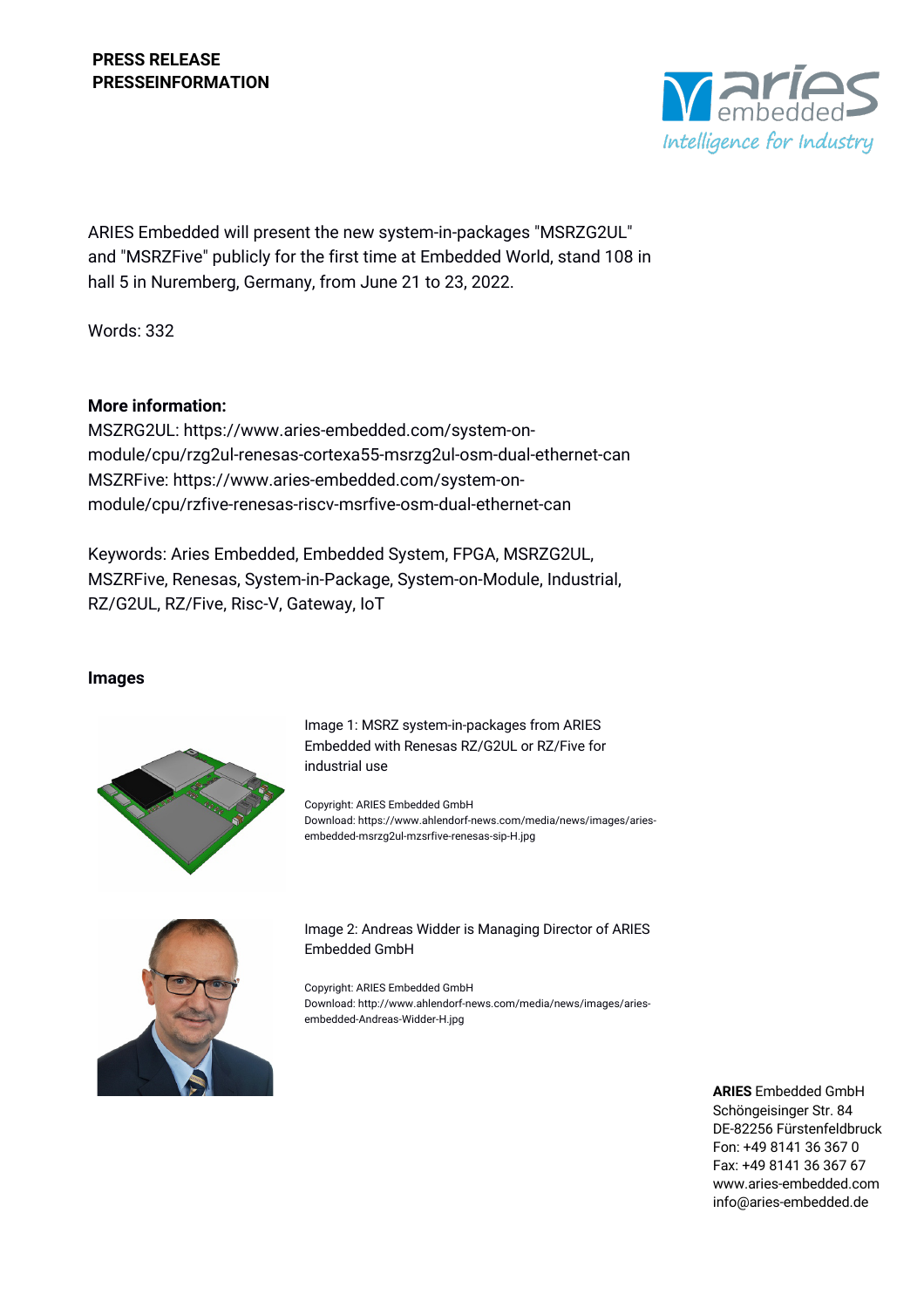**PRESS RELEASE**
**PRESSEINFORMATION**

ARIES Embedded will present the new system-in-packages "MSRZG2UL" and "MSRZFive" publicly for the first time at Embedded World, stand 108 in hall 5 in Nuremberg, Germany, from June 21 to 23, 2022.

Words: 332

**More information:**
MSZRG2UL: https://www.aries-embedded.com/system-on-module/cpu/rzg2ul-renesas-cortexa55-msrzg2ul-osm-dual-ethernet-can
MSZRFive: https://www.aries-embedded.com/system-on-module/cpu/rzfive-renesas-riscv-msrfive-osm-dual-ethernet-can

Keywords: Aries Embedded, Embedded System, FPGA, MSRZG2UL, MSZRFive, Renesas, System-in-Package, System-on-Module, Industrial, RZ/G2UL, RZ/Five, Risc-V, Gateway, IoT

**Images**

Image 1: MSRZ system-in-packages from ARIES Embedded with Renesas RZ/G2UL or RZ/Five for industrial use

Copyright: ARIES Embedded GmbH
Download: https://www.ahlendorf-news.com/media/news/images/aries-embedded-msrzg2ul-mzsrfive-renesas-sip-H.jpg

Image 2: Andreas Widder is Managing Director of ARIES Embedded GmbH

Copyright: ARIES Embedded GmbH
Download: http://www.ahlendorf-news.com/media/news/images/aries-embedded-Andreas-Widder-H.jpg

**ARIES** Embedded GmbH
Schöngeisinger Str. 84
DE-82256 Fürstenfeldbruck
Fon: +49 8141 36 367 0
Fax: +49 8141 36 367 67
www.aries-embedded.com
info@aries-embedded.de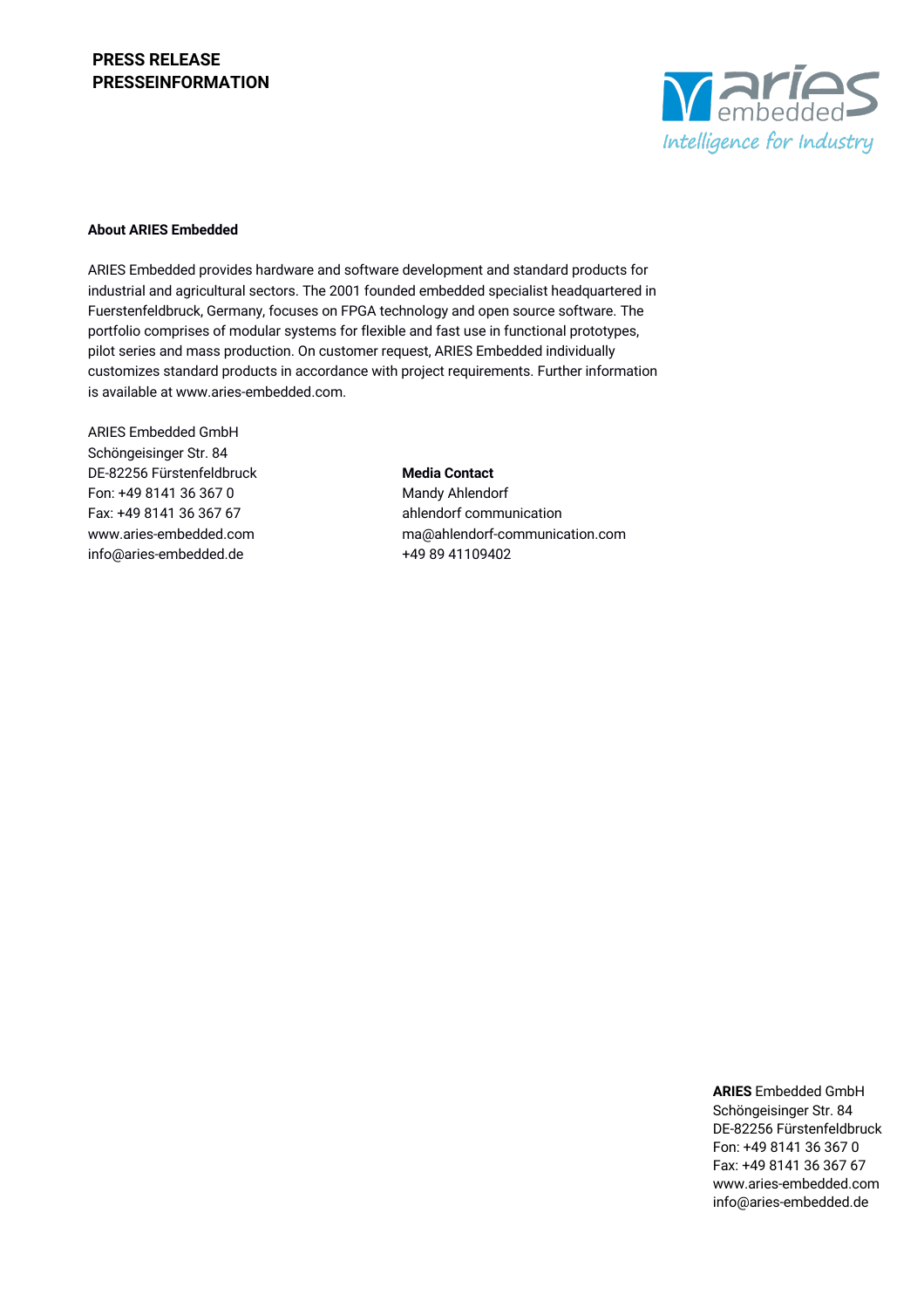**About ARIES Embedded**

ARIES Embedded provides hardware and software development and standard products for industrial and agricultural sectors. The 2001 founded embedded specialist headquartered in Fuerstenfeldbruck, Germany, focuses on FPGA technology and open source software. The portfolio comprises of modular systems for flexible and fast use in functional prototypes, pilot series and mass production. On customer request, ARIES Embedded individually customizes standard products in accordance with project requirements. Further information is available at www.aries-embedded.com.

ARIES Embedded GmbH
Schöngeisinger Str. 84
DE-82256 Fürstenfeldbruck
Fon: +49 8141 36 367 0
Fax: +49 8141 36 367 67
www.aries-embedded.com
info@aries-embedded.de

**Media Contact**
Mandy Ahlendorf
ahlendorf communication
ma@ahlendorf-communication.com
+49 89 41109402